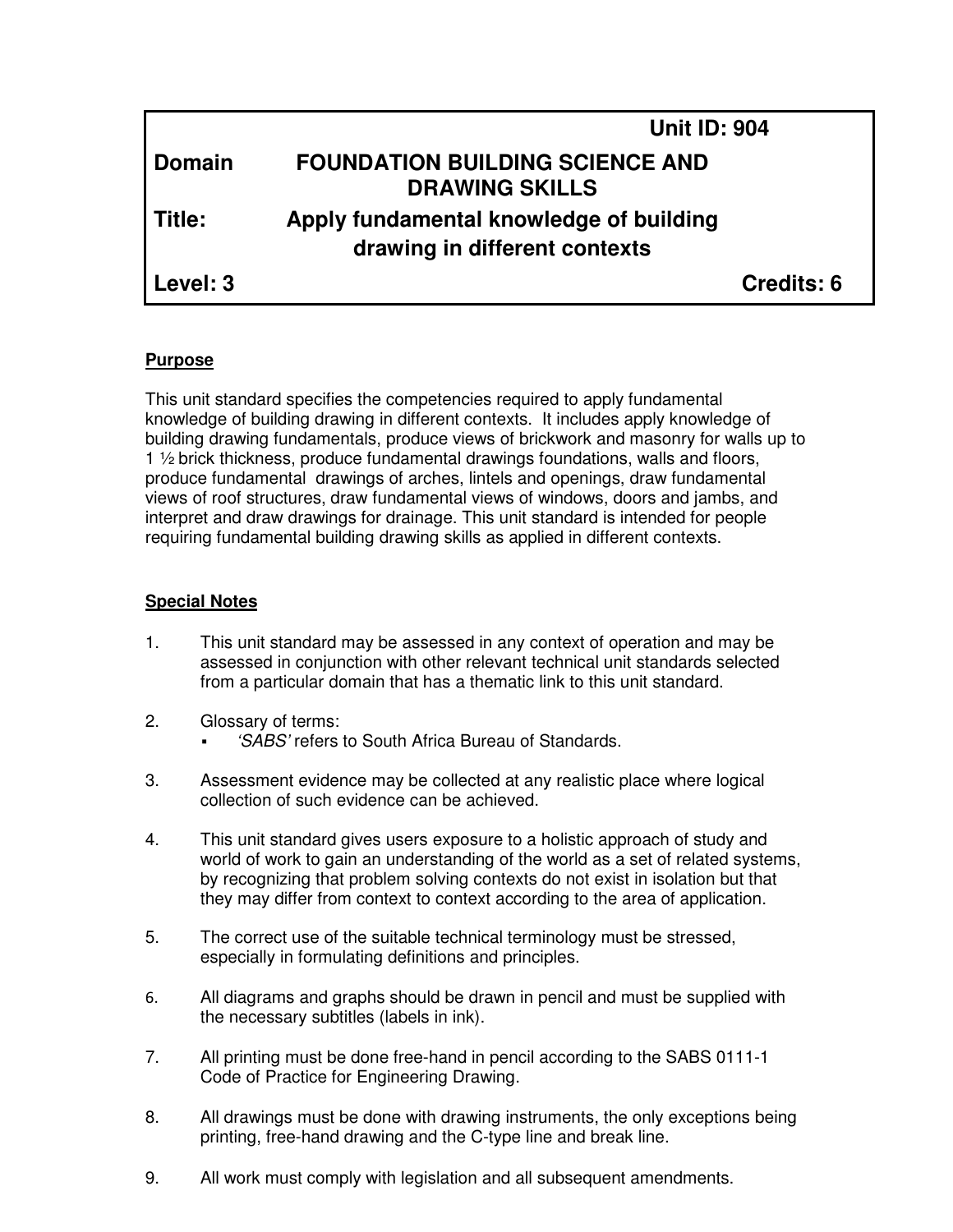| | Unit ID: 904 |
|---|---|
| **Domain** | **FOUNDATION BUILDING SCIENCE AND DRAWING SKILLS** |
| **Title:** | **Apply fundamental knowledge of building drawing in different contexts** |
| **Level: 3** | **Credits: 6** |

## Purpose

This unit standard specifies the competencies required to apply fundamental knowledge of building drawing in different contexts. It includes apply knowledge of building drawing fundamentals, produce views of brickwork and masonry for walls up to 1 ½ brick thickness, produce fundamental drawings foundations, walls and floors, produce fundamental drawings of arches, lintels and openings, draw fundamental views of roof structures, draw fundamental views of windows, doors and jambs, and interpret and draw drawings for drainage. This unit standard is intended for people requiring fundamental building drawing skills as applied in different contexts.

## Special Notes

1. This unit standard may be assessed in any context of operation and may be assessed in conjunction with other relevant technical unit standards selected from a particular domain that has a thematic link to this unit standard.

2. Glossary of terms:
   - *'SABS'* refers to South Africa Bureau of Standards.

3. Assessment evidence may be collected at any realistic place where logical collection of such evidence can be achieved.

4. This unit standard gives users exposure to a holistic approach of study and world of work to gain an understanding of the world as a set of related systems, by recognizing that problem solving contexts do not exist in isolation but that they may differ from context to context according to the area of application.

5. The correct use of the suitable technical terminology must be stressed, especially in formulating definitions and principles.

6. All diagrams and graphs should be drawn in pencil and must be supplied with the necessary subtitles (labels in ink).

7. All printing must be done free-hand in pencil according to the SABS 0111-1 Code of Practice for Engineering Drawing.

8. All drawings must be done with drawing instruments, the only exceptions being printing, free-hand drawing and the C-type line and break line.

9. All work must comply with legislation and all subsequent amendments.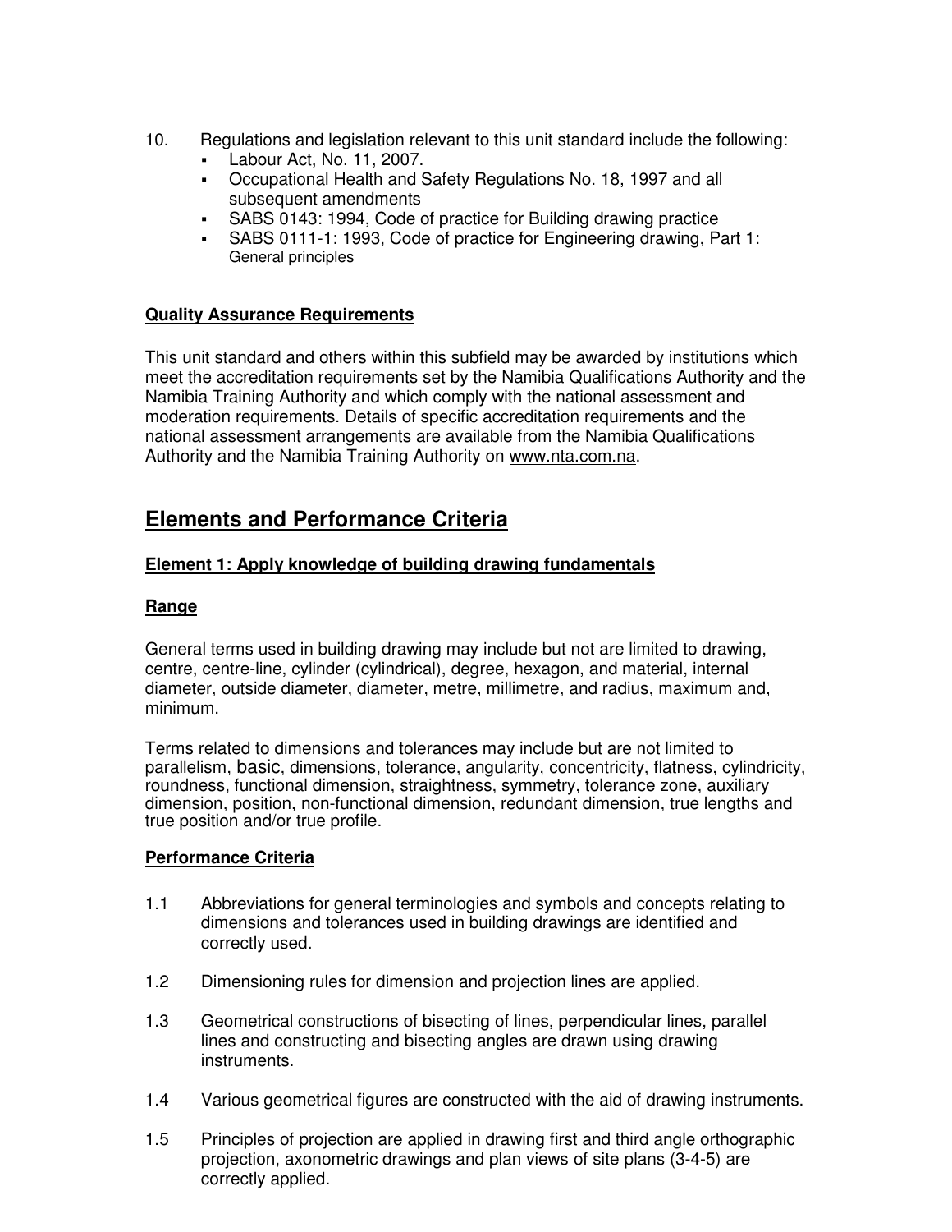10. Regulations and legislation relevant to this unit standard include the following:
    - Labour Act, No. 11, 2007.
    - Occupational Health and Safety Regulations No. 18, 1997 and all subsequent amendments
    - SABS 0143: 1994, Code of practice for Building drawing practice
    - SABS 0111-1: 1993, Code of practice for Engineering drawing, Part 1: General principles

**Quality Assurance Requirements**

This unit standard and others within this subfield may be awarded by institutions which meet the accreditation requirements set by the Namibia Qualifications Authority and the Namibia Training Authority and which comply with the national assessment and moderation requirements. Details of specific accreditation requirements and the national assessment arrangements are available from the Namibia Qualifications Authority and the Namibia Training Authority on www.nta.com.na.

## Elements and Performance Criteria

### Element 1: Apply knowledge of building drawing fundamentals

**Range**

General terms used in building drawing may include but not are limited to drawing, centre, centre-line, cylinder (cylindrical), degree, hexagon, and material, internal diameter, outside diameter, diameter, metre, millimetre, and radius, maximum and, minimum.

Terms related to dimensions and tolerances may include but are not limited to parallelism, basic, dimensions, tolerance, angularity, concentricity, flatness, cylindricity, roundness, functional dimension, straightness, symmetry, tolerance zone, auxiliary dimension, position, non-functional dimension, redundant dimension, true lengths and true position and/or true profile.

**Performance Criteria**

1.1 Abbreviations for general terminologies and symbols and concepts relating to dimensions and tolerances used in building drawings are identified and correctly used.

1.2 Dimensioning rules for dimension and projection lines are applied.

1.3 Geometrical constructions of bisecting of lines, perpendicular lines, parallel lines and constructing and bisecting angles are drawn using drawing instruments.

1.4 Various geometrical figures are constructed with the aid of drawing instruments.

1.5 Principles of projection are applied in drawing first and third angle orthographic projection, axonometric drawings and plan views of site plans (3-4-5) are correctly applied.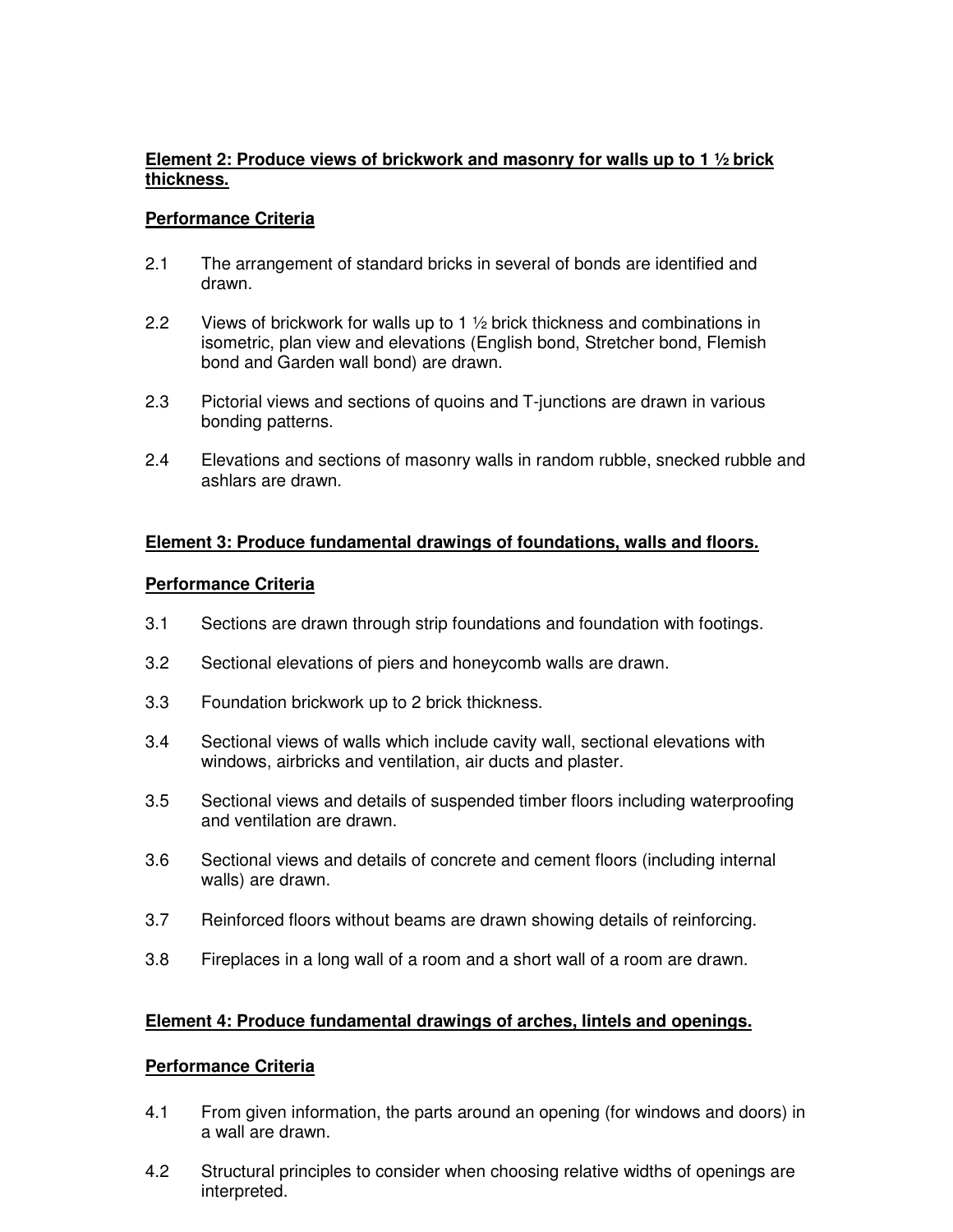**<u>Element 2: Produce views of brickwork and masonry for walls up to 1 ½ brick thickness.</u>**

**<u>Performance Criteria</u>**

2.1 The arrangement of standard bricks in several of bonds are identified and drawn.

2.2 Views of brickwork for walls up to 1 ½ brick thickness and combinations in isometric, plan view and elevations (English bond, Stretcher bond, Flemish bond and Garden wall bond) are drawn.

2.3 Pictorial views and sections of quoins and T-junctions are drawn in various bonding patterns.

2.4 Elevations and sections of masonry walls in random rubble, snecked rubble and ashlars are drawn.

**<u>Element 3: Produce fundamental drawings of foundations, walls and floors.</u>**

**<u>Performance Criteria</u>**

3.1 Sections are drawn through strip foundations and foundation with footings.

3.2 Sectional elevations of piers and honeycomb walls are drawn.

3.3 Foundation brickwork up to 2 brick thickness.

3.4 Sectional views of walls which include cavity wall, sectional elevations with windows, airbricks and ventilation, air ducts and plaster.

3.5 Sectional views and details of suspended timber floors including waterproofing and ventilation are drawn.

3.6 Sectional views and details of concrete and cement floors (including internal walls) are drawn.

3.7 Reinforced floors without beams are drawn showing details of reinforcing.

3.8 Fireplaces in a long wall of a room and a short wall of a room are drawn.

**<u>Element 4: Produce fundamental drawings of arches, lintels and openings.</u>**

**<u>Performance Criteria</u>**

4.1 From given information, the parts around an opening (for windows and doors) in a wall are drawn.

4.2 Structural principles to consider when choosing relative widths of openings are interpreted.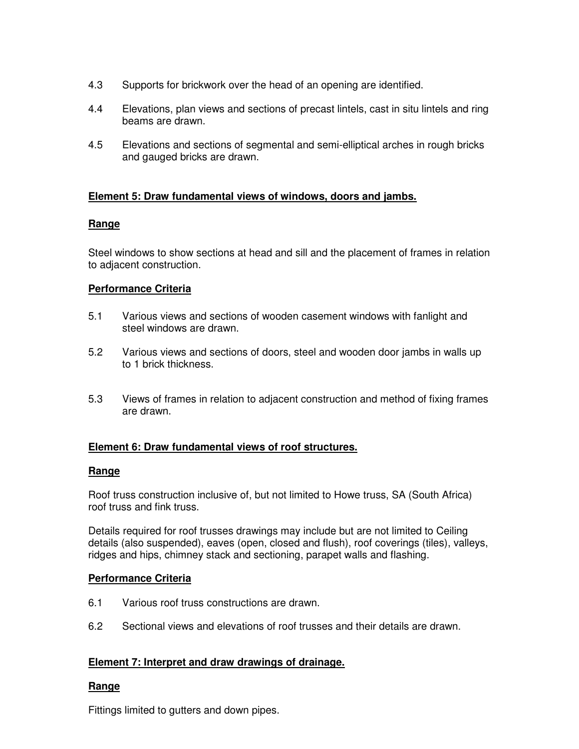4.3 Supports for brickwork over the head of an opening are identified.

4.4 Elevations, plan views and sections of precast lintels, cast in situ lintels and ring beams are drawn.

4.5 Elevations and sections of segmental and semi-elliptical arches in rough bricks and gauged bricks are drawn.

**Element 5: Draw fundamental views of windows, doors and jambs.**

**Range**

Steel windows to show sections at head and sill and the placement of frames in relation to adjacent construction.

**Performance Criteria**

5.1 Various views and sections of wooden casement windows with fanlight and steel windows are drawn.

5.2 Various views and sections of doors, steel and wooden door jambs in walls up to 1 brick thickness.

5.3 Views of frames in relation to adjacent construction and method of fixing frames are drawn.

**Element 6: Draw fundamental views of roof structures.**

**Range**

Roof truss construction inclusive of, but not limited to Howe truss, SA (South Africa) roof truss and fink truss.

Details required for roof trusses drawings may include but are not limited to Ceiling details (also suspended), eaves (open, closed and flush), roof coverings (tiles), valleys, ridges and hips, chimney stack and sectioning, parapet walls and flashing.

**Performance Criteria**

6.1 Various roof truss constructions are drawn.

6.2 Sectional views and elevations of roof trusses and their details are drawn.

**Element 7: Interpret and draw drawings of drainage.**

**Range**

Fittings limited to gutters and down pipes.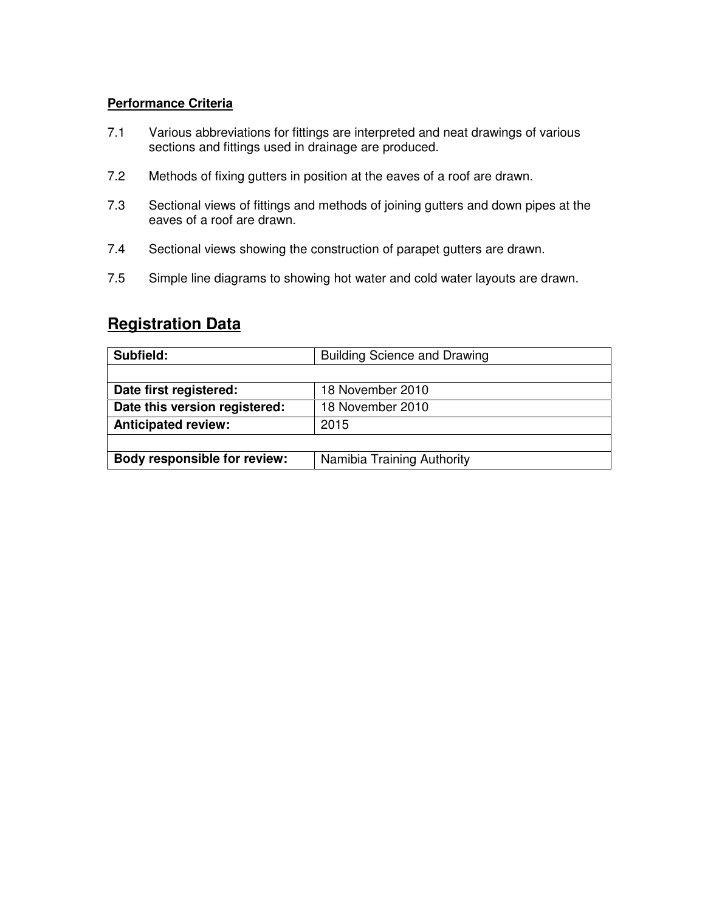**Performance Criteria**

7.1 Various abbreviations for fittings are interpreted and neat drawings of various sections and fittings used in drainage are produced.

7.2 Methods of fixing gutters in position at the eaves of a roof are drawn.

7.3 Sectional views of fittings and methods of joining gutters and down pipes at the eaves of a roof are drawn.

7.4 Sectional views showing the construction of parapet gutters are drawn.

7.5 Simple line diagrams to showing hot water and cold water layouts are drawn.

## Registration Data

| | |
|---|---|
| **Subfield:** | Building Science and Drawing |
| | |
| **Date first registered:** | 18 November 2010 |
| **Date this version registered:** | 18 November 2010 |
| **Anticipated review:** | 2015 |
| | |
| **Body responsible for review:** | Namibia Training Authority |